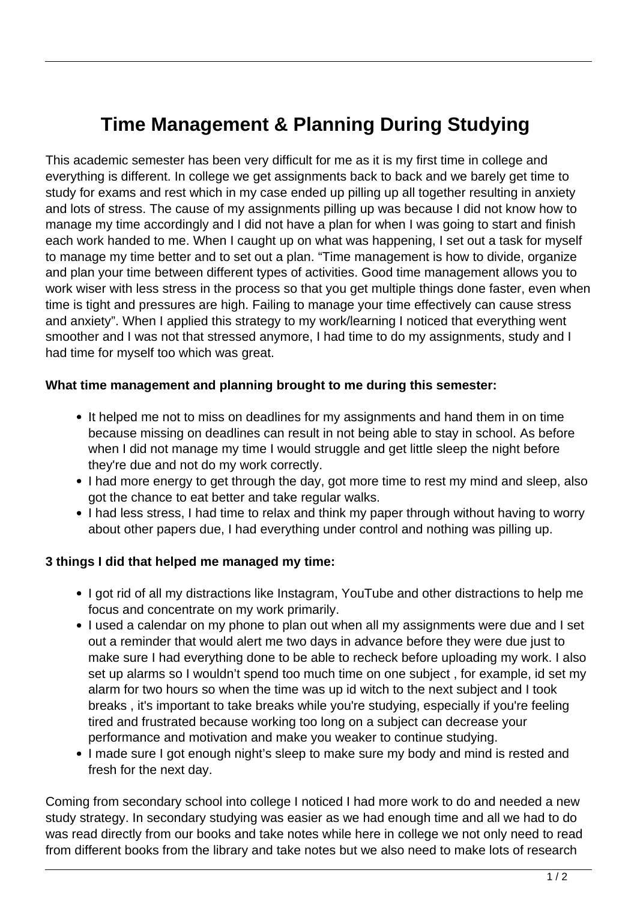# Time Management & Planning During Studying

This academic semester has been very difficult for me as it is my first time in college and everything is different. In college we get assignments back to back and we barely get time to study for exams and rest which in my case ended up pilling up all together resulting in anxiety and lots of stress. The cause of my assignments pilling up was because I did not know how to manage my time accordingly and I did not have a plan for when I was going to start and finish each work handed to me. When I caught up on what was happening, I set out a task for myself to manage my time better and to set out a plan. "Time management is how to divide, organize and plan your time between different types of activities. Good time management allows you to work wiser with less stress in the process so that you get multiple things done faster, even when time is tight and pressures are high. Failing to manage your time effectively can cause stress and anxiety". When I applied this strategy to my work/learning I noticed that everything went smoother and I was not that stressed anymore, I had time to do my assignments, study and I had time for myself too which was great.

**What time management and planning brought to me during this semester:**

- It helped me not to miss on deadlines for my assignments and hand them in on time because missing on deadlines can result in not being able to stay in school. As before when I did not manage my time I would struggle and get little sleep the night before they're due and not do my work correctly.
- I had more energy to get through the day, got more time to rest my mind and sleep, also got the chance to eat better and take regular walks.
- I had less stress, I had time to relax and think my paper through without having to worry about other papers due, I had everything under control and nothing was pilling up.

**3 things I did that helped me managed my time:**

- I got rid of all my distractions like Instagram, YouTube and other distractions to help me focus and concentrate on my work primarily.
- I used a calendar on my phone to plan out when all my assignments were due and I set out a reminder that would alert me two days in advance before they were due just to make sure I had everything done to be able to recheck before uploading my work. I also set up alarms so I wouldn't spend too much time on one subject , for example, id set my alarm for two hours so when the time was up id witch to the next subject and I took breaks , it's important to take breaks while you're studying, especially if you're feeling tired and frustrated because working too long on a subject can decrease your performance and motivation and make you weaker to continue studying.
- I made sure I got enough night's sleep to make sure my body and mind is rested and fresh for the next day.

Coming from secondary school into college I noticed I had more work to do and needed a new study strategy. In secondary studying was easier as we had enough time and all we had to do was read directly from our books and take notes while here in college we not only need to read from different books from the library and take notes but we also need to make lots of research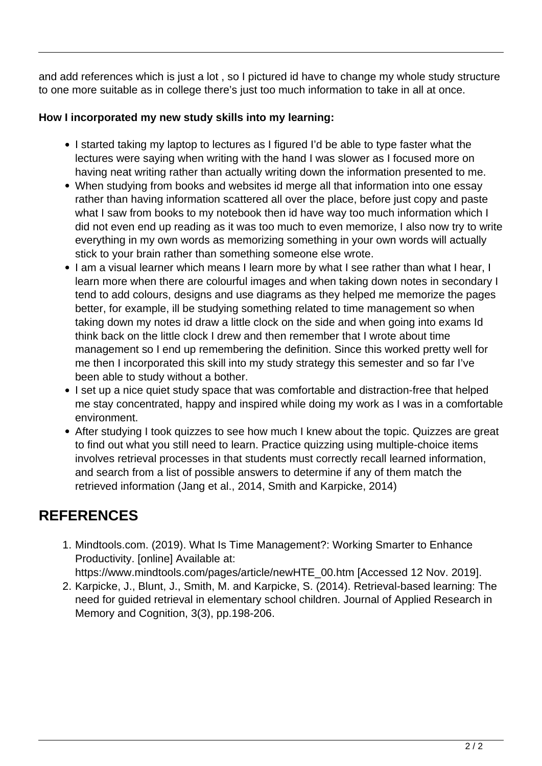and add references which is just a lot , so I pictured id have to change my whole study structure to one more suitable as in college there's just too much information to take in all at once.

**How I incorporated my new study skills into my learning:**

- I started taking my laptop to lectures as I figured I'd be able to type faster what the lectures were saying when writing with the hand I was slower as I focused more on having neat writing rather than actually writing down the information presented to me.
- When studying from books and websites id merge all that information into one essay rather than having information scattered all over the place, before just copy and paste what I saw from books to my notebook then id have way too much information which I did not even end up reading as it was too much to even memorize, I also now try to write everything in my own words as memorizing something in your own words will actually stick to your brain rather than something someone else wrote.
- I am a visual learner which means I learn more by what I see rather than what I hear, I learn more when there are colourful images and when taking down notes in secondary I tend to add colours, designs and use diagrams as they helped me memorize the pages better, for example, ill be studying something related to time management so when taking down my notes id draw a little clock on the side and when going into exams Id think back on the little clock I drew and then remember that I wrote about time management so I end up remembering the definition. Since this worked pretty well for me then I incorporated this skill into my study strategy this semester and so far I've been able to study without a bother.
- I set up a nice quiet study space that was comfortable and distraction-free that helped me stay concentrated, happy and inspired while doing my work as I was in a comfortable environment.
- After studying I took quizzes to see how much I knew about the topic. Quizzes are great to find out what you still need to learn. Practice quizzing using multiple-choice items involves retrieval processes in that students must correctly recall learned information, and search from a list of possible answers to determine if any of them match the retrieved information (Jang et al., 2014, Smith and Karpicke, 2014)

## REFERENCES

1. Mindtools.com. (2019). What Is Time Management?: Working Smarter to Enhance Productivity. [online] Available at: https://www.mindtools.com/pages/article/newHTE_00.htm [Accessed 12 Nov. 2019].
2. Karpicke, J., Blunt, J., Smith, M. and Karpicke, S. (2014). Retrieval-based learning: The need for guided retrieval in elementary school children. Journal of Applied Research in Memory and Cognition, 3(3), pp.198-206.